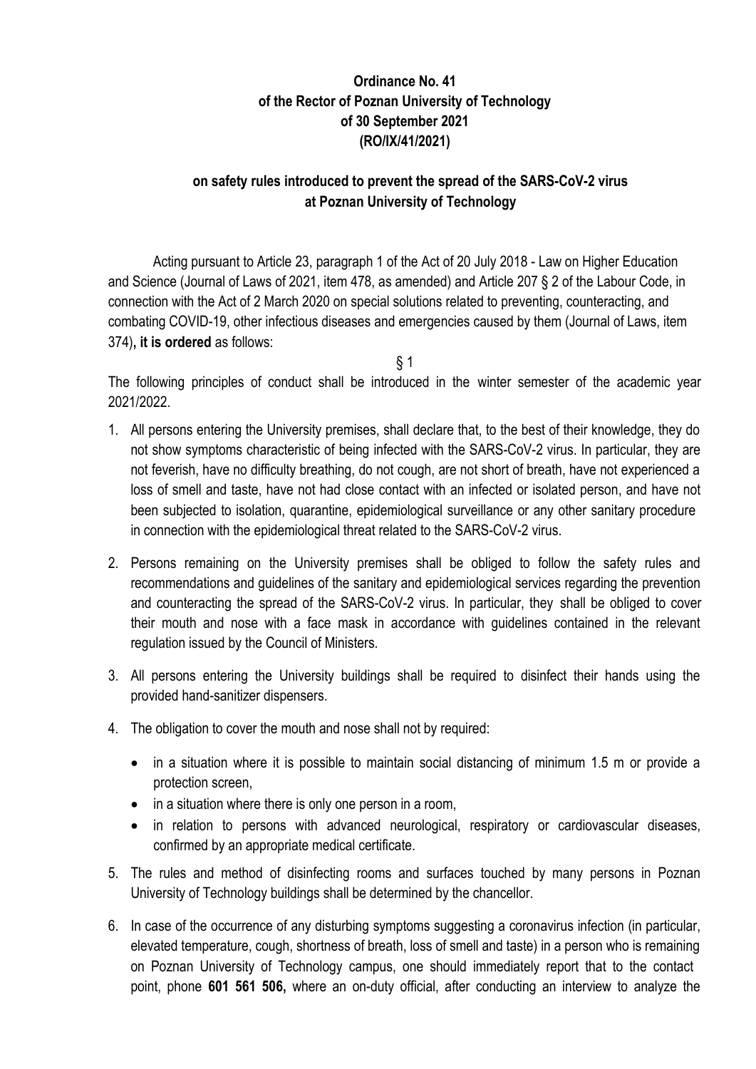**Ordinance No. 41**
**of the Rector of Poznan University of Technology**
**of 30 September 2021**
**(RO/IX/41/2021)**

**on safety rules introduced to prevent the spread of the SARS-CoV-2 virus at Poznan University of Technology**

Acting pursuant to Article 23, paragraph 1 of the Act of 20 July 2018 - Law on Higher Education and Science (Journal of Laws of 2021, item 478, as amended) and Article 207 § 2 of the Labour Code, in connection with the Act of 2 March 2020 on special solutions related to preventing, counteracting, and combating COVID-19, other infectious diseases and emergencies caused by them (Journal of Laws, item 374)**, it is ordered** as follows:

§ 1

The following principles of conduct shall be introduced in the winter semester of the academic year 2021/2022.

1. All persons entering the University premises, shall declare that, to the best of their knowledge, they do not show symptoms characteristic of being infected with the SARS-CoV-2 virus. In particular, they are not feverish, have no difficulty breathing, do not cough, are not short of breath, have not experienced a loss of smell and taste, have not had close contact with an infected or isolated person, and have not been subjected to isolation, quarantine, epidemiological surveillance or any other sanitary procedure in connection with the epidemiological threat related to the SARS-CoV-2 virus.
2. Persons remaining on the University premises shall be obliged to follow the safety rules and recommendations and guidelines of the sanitary and epidemiological services regarding the prevention and counteracting the spread of the SARS-CoV-2 virus. In particular, they shall be obliged to cover their mouth and nose with a face mask in accordance with guidelines contained in the relevant regulation issued by the Council of Ministers.
3. All persons entering the University buildings shall be required to disinfect their hands using the provided hand-sanitizer dispensers.
4. The obligation to cover the mouth and nose shall not by required:
   - in a situation where it is possible to maintain social distancing of minimum 1.5 m or provide a protection screen,
   - in a situation where there is only one person in a room,
   - in relation to persons with advanced neurological, respiratory or cardiovascular diseases, confirmed by an appropriate medical certificate.
5. The rules and method of disinfecting rooms and surfaces touched by many persons in Poznan University of Technology buildings shall be determined by the chancellor.
6. In case of the occurrence of any disturbing symptoms suggesting a coronavirus infection (in particular, elevated temperature, cough, shortness of breath, loss of smell and taste) in a person who is remaining on Poznan University of Technology campus, one should immediately report that to the contact point, phone **601 561 506,** where an on-duty official, after conducting an interview to analyze the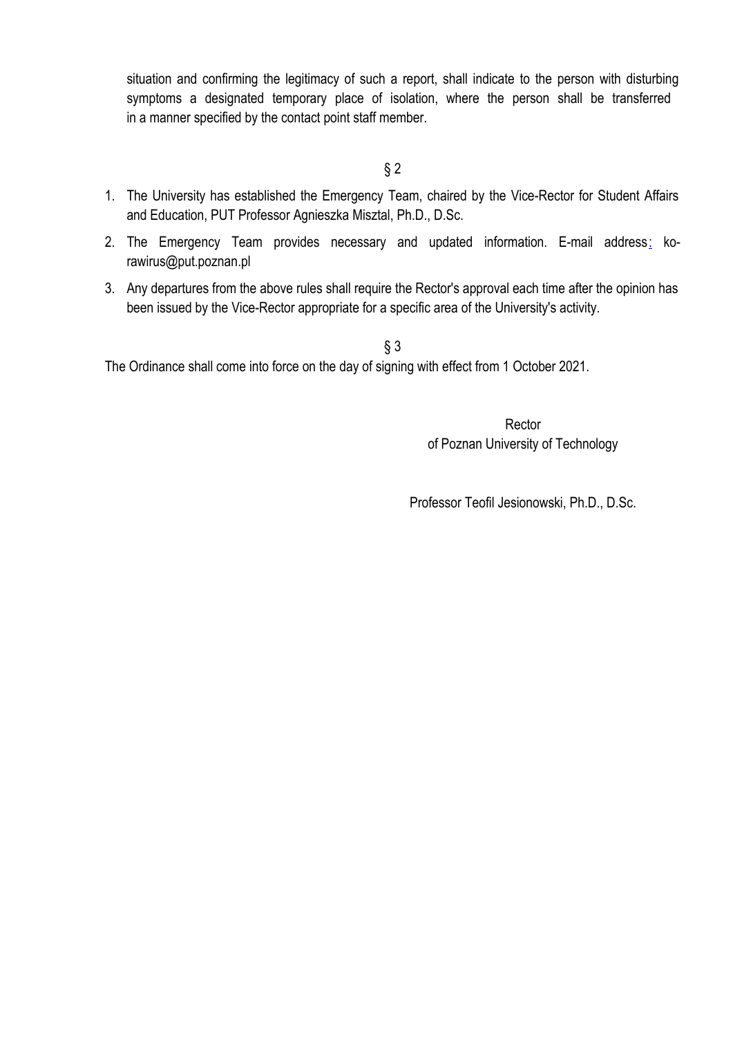situation and confirming the legitimacy of such a report, shall indicate to the person with disturbing symptoms a designated temporary place of isolation, where the person shall be transferred in a manner specified by the contact point staff member.

§ 2

1. The University has established the Emergency Team, chaired by the Vice-Rector for Student Affairs and Education, PUT Professor Agnieszka Misztal, Ph.D., D.Sc.
2. The Emergency Team provides necessary and updated information. E-mail address: ko-rawirus@put.poznan.pl
3. Any departures from the above rules shall require the Rector's approval each time after the opinion has been issued by the Vice-Rector appropriate for a specific area of the University's activity.

§ 3

The Ordinance shall come into force on the day of signing with effect from 1 October 2021.

Rector
of Poznan University of Technology

Professor Teofil Jesionowski, Ph.D., D.Sc.